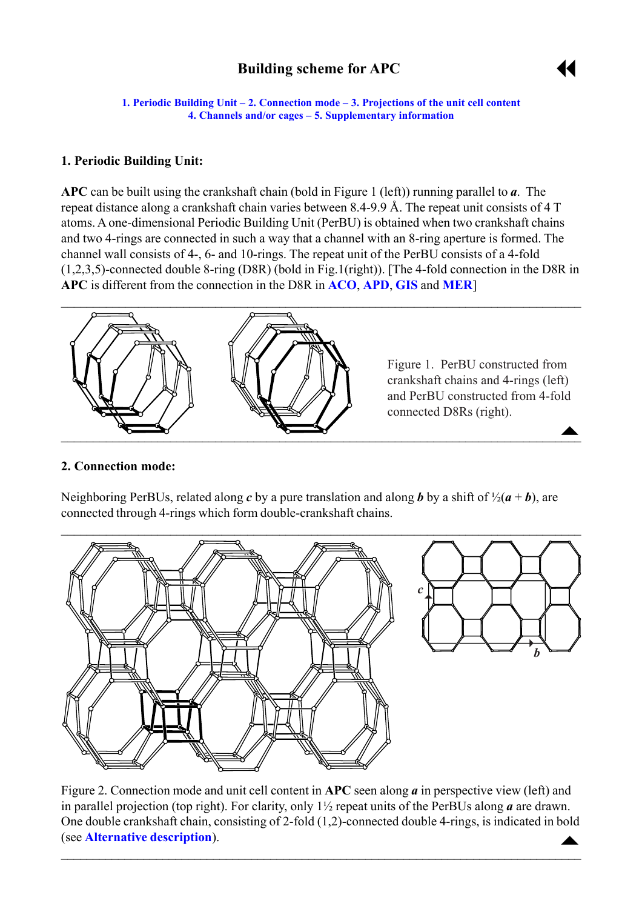# Building scheme for APC

1. Periodic Building Unit – 2. Connection mode – 3. Projections of the unit cell content
4. Channels and/or cages – 5. Supplementary information

## 1. Periodic Building Unit:

**APC** can be built using the crankshaft chain (bold in Figure 1 (left)) running parallel to ***a***. The repeat distance along a crankshaft chain varies between 8.4-9.9 Å. The repeat unit consists of 4 T atoms. A one-dimensional Periodic Building Unit (PerBU) is obtained when two crankshaft chains and two 4-rings are connected in such a way that a channel with an 8-ring aperture is formed. The channel wall consists of 4-, 6- and 10-rings. The repeat unit of the PerBU consists of a 4-fold (1,2,3,5)-connected double 8-ring (D8R) (bold in Fig.1(right)). [The 4-fold connection in the D8R in **APC** is different from the connection in the D8R in **ACO**, **APD**, **GIS** and **MER**]

Figure 1. PerBU constructed from crankshaft chains and 4-rings (left) and PerBU constructed from 4-fold connected D8Rs (right).

## 2. Connection mode:

Neighboring PerBUs, related along ***c*** by a pure translation and along ***b*** by a shift of ½(***a*** + ***b***), are connected through 4-rings which form double-crankshaft chains.

Figure 2. Connection mode and unit cell content in **APC** seen along ***a*** in perspective view (left) and in parallel projection (top right). For clarity, only 1½ repeat units of the PerBUs along ***a*** are drawn. One double crankshaft chain, consisting of 2-fold (1,2)-connected double 4-rings, is indicated in bold (see Alternative description).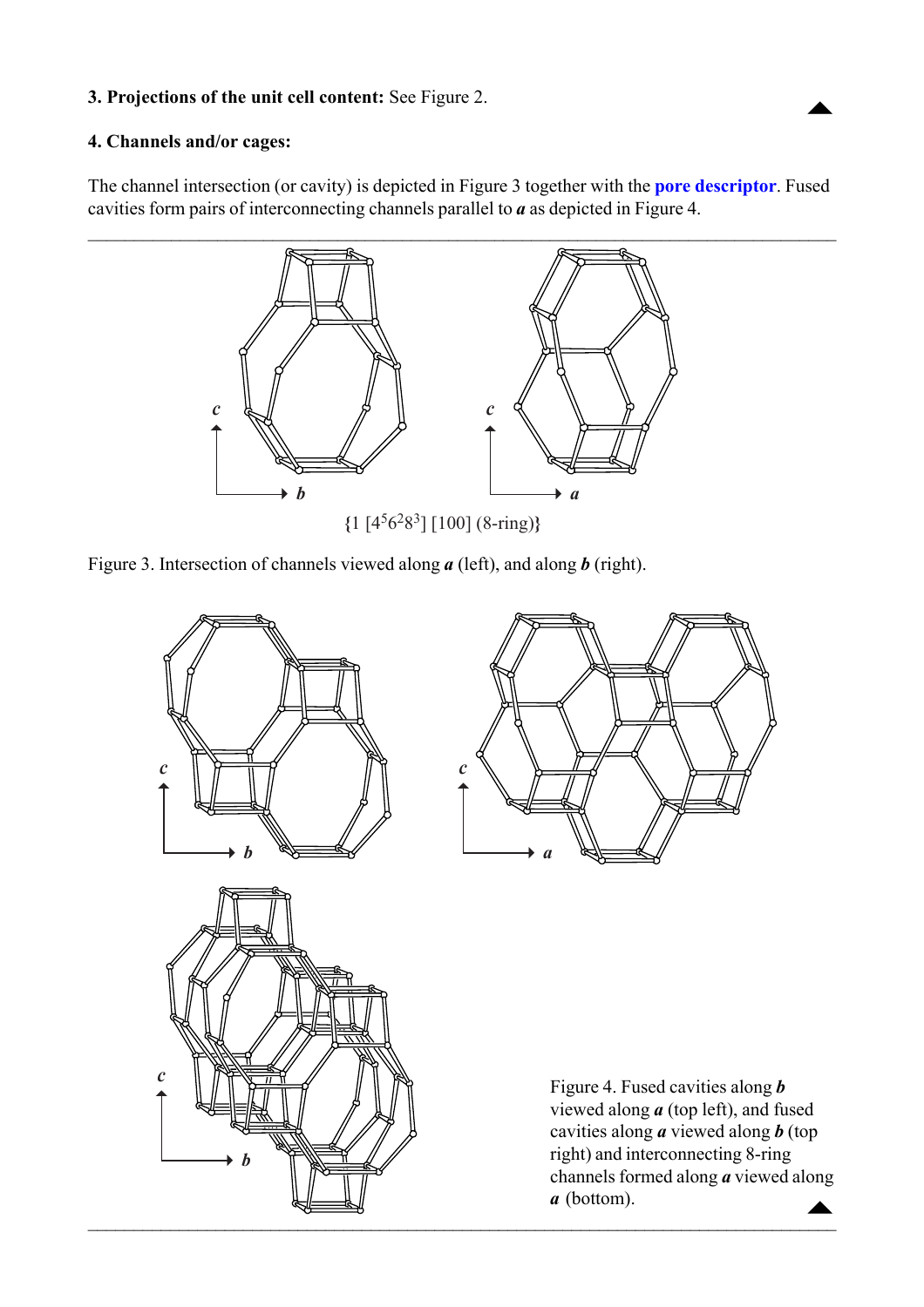**3. Projections of the unit cell content:** See Figure 2.

**4. Channels and/or cages:**

The channel intersection (or cavity) is depicted in Figure 3 together with the **pore descriptor**. Fused cavities form pairs of interconnecting channels parallel to ***a*** as depicted in Figure 4.

{1 [$4^5 6^2 8^3$] [100] (8-ring)}

Figure 3. Intersection of channels viewed along ***a*** (left), and along ***b*** (right).

Figure 4. Fused cavities along ***b*** viewed along ***a*** (top left), and fused cavities along ***a*** viewed along ***b*** (top right) and interconnecting 8-ring channels formed along ***a*** viewed along ***a*** (bottom).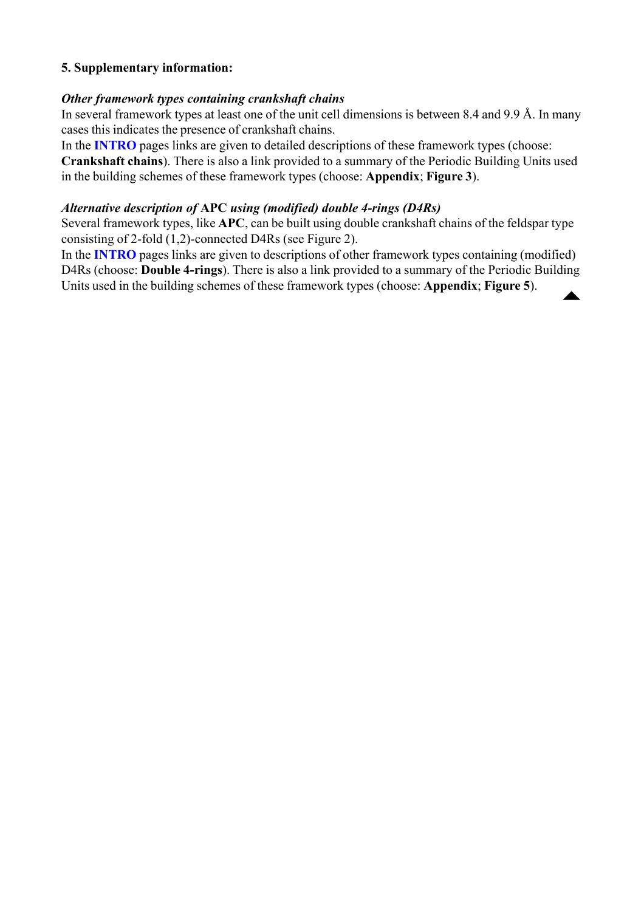**5. Supplementary information:**

***Other framework types containing crankshaft chains***

In several framework types at least one of the unit cell dimensions is between 8.4 and 9.9 Å. In many cases this indicates the presence of crankshaft chains.

In the **INTRO** pages links are given to detailed descriptions of these framework types (choose: **Crankshaft chains**). There is also a link provided to a summary of the Periodic Building Units used in the building schemes of these framework types (choose: **Appendix**; **Figure 3**).

***Alternative description of* APC *using (modified) double 4-rings (D4Rs)***

Several framework types, like **APC**, can be built using double crankshaft chains of the feldspar type consisting of 2-fold (1,2)-connected D4Rs (see Figure 2).

In the **INTRO** pages links are given to descriptions of other framework types containing (modified) D4Rs (choose: **Double 4-rings**). There is also a link provided to a summary of the Periodic Building Units used in the building schemes of these framework types (choose: **Appendix**; **Figure 5**).